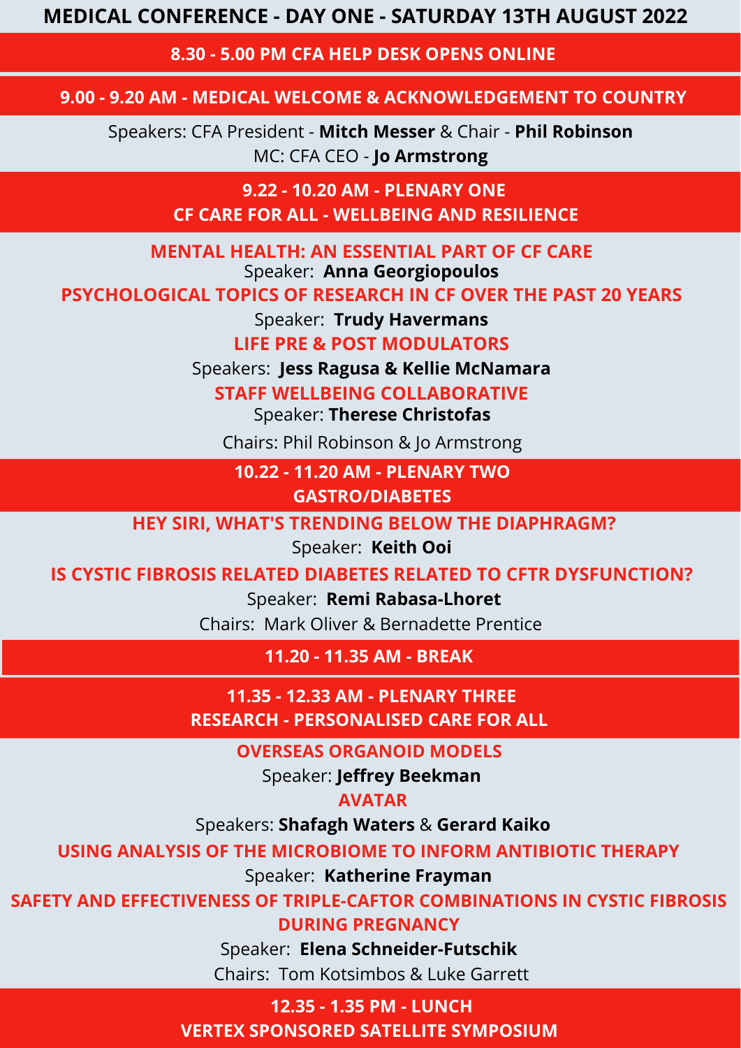# MEDICAL CONFERENCE - DAY ONE - SATURDAY 13TH AUGUST 2022

## 8.30 - 5.00 PM CFA HELP DESK OPENS ONLINE

## 9.00 - 9.20 AM - MEDICAL WELCOME & ACKNOWLEDGEMENT TO COUNTRY

Speakers: CFA President - **Mitch Messer** & Chair - **Phil Robinson**
MC: CFA CEO - **Jo Armstrong**

## 9.22 - 10.20 AM - PLENARY ONE
## CF CARE FOR ALL - WELLBEING AND RESILIENCE

### MENTAL HEALTH: AN ESSENTIAL PART OF CF CARE

Speaker: **Anna Georgiopoulos**

### PSYCHOLOGICAL TOPICS OF RESEARCH IN CF OVER THE PAST 20 YEARS

Speaker: **Trudy Havermans**

### LIFE PRE & POST MODULATORS

Speakers: **Jess Ragusa & Kellie McNamara**

### STAFF WELLBEING COLLABORATIVE

Speaker: **Therese Christofas**

Chairs: Phil Robinson & Jo Armstrong

## 10.22 - 11.20 AM - PLENARY TWO
## GASTRO/DIABETES

### HEY SIRI, WHAT'S TRENDING BELOW THE DIAPHRAGM?

Speaker: **Keith Ooi**

### IS CYSTIC FIBROSIS RELATED DIABETES RELATED TO CFTR DYSFUNCTION?

Speaker: **Remi Rabasa-Lhoret**

Chairs: Mark Oliver & Bernadette Prentice

## 11.20 - 11.35 AM - BREAK

## 11.35 - 12.33 AM - PLENARY THREE
## RESEARCH - PERSONALISED CARE FOR ALL

### OVERSEAS ORGANOID MODELS

Speaker: **Jeffrey Beekman**

### AVATAR

Speakers: **Shafagh Waters** & **Gerard Kaiko**

### USING ANALYSIS OF THE MICROBIOME TO INFORM ANTIBIOTIC THERAPY

Speaker: **Katherine Frayman**

### SAFETY AND EFFECTIVENESS OF TRIPLE-CAFTOR COMBINATIONS IN CYSTIC FIBROSIS DURING PREGNANCY

Speaker: **Elena Schneider-Futschik**

Chairs: Tom Kotsimbos & Luke Garrett

## 12.35 - 1.35 PM - LUNCH
## VERTEX SPONSORED SATELLITE SYMPOSIUM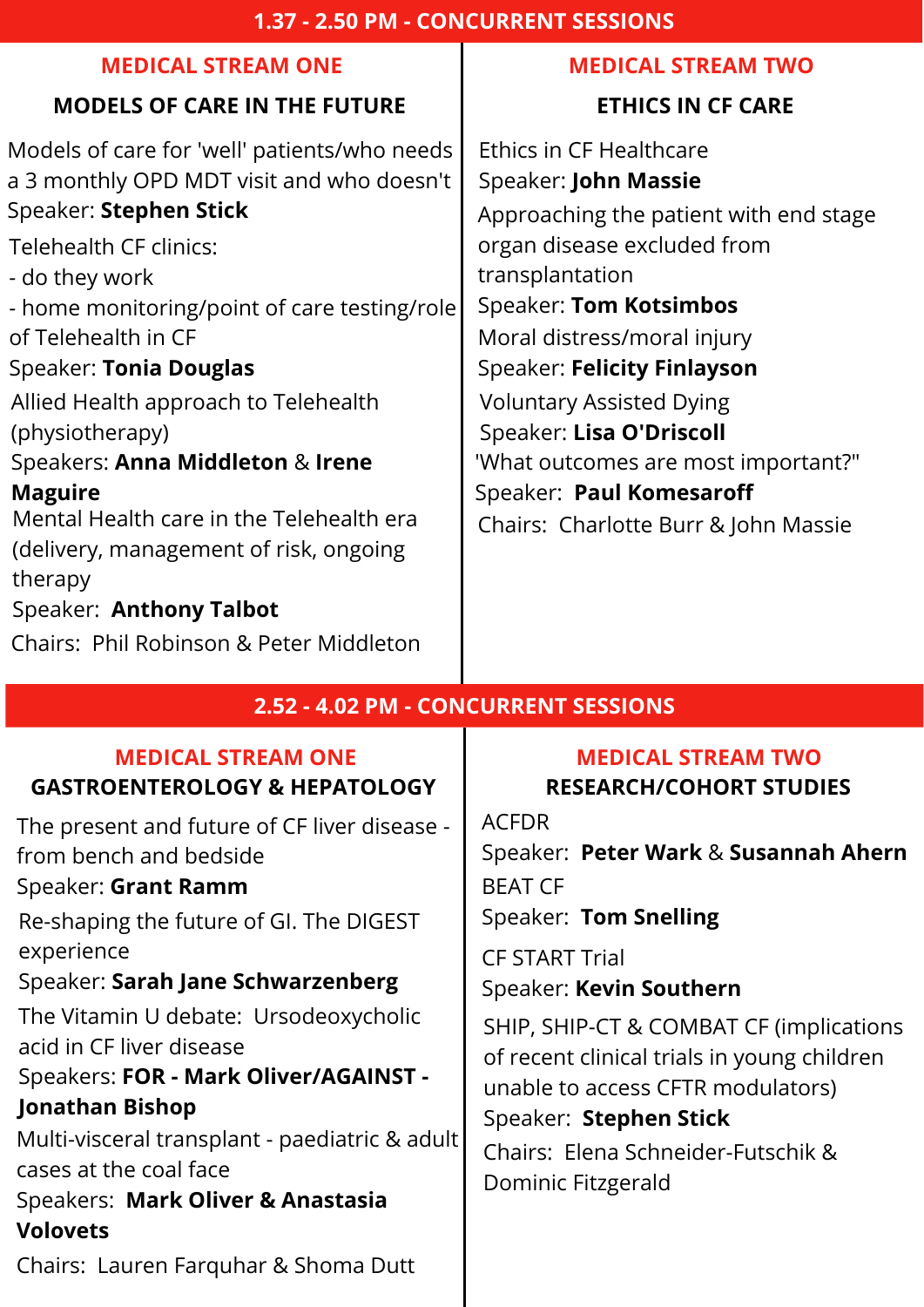## 1.37 - 2.50 PM - CONCURRENT SESSIONS

### MEDICAL STREAM ONE

#### MODELS OF CARE IN THE FUTURE

Models of care for 'well' patients/who needs a 3 monthly OPD MDT visit and who doesn't
Speaker: **Stephen Stick**

Telehealth CF clinics:
- do they work
- home monitoring/point of care testing/role of Telehealth in CF

Speaker: **Tonia Douglas**

Allied Health approach to Telehealth (physiotherapy)
Speakers: **Anna Middleton** & **Irene Maguire**

Mental Health care in the Telehealth era (delivery, management of risk, ongoing therapy
Speaker: **Anthony Talbot**

Chairs: Phil Robinson & Peter Middleton

### MEDICAL STREAM TWO

#### ETHICS IN CF CARE

Ethics in CF Healthcare
Speaker: **John Massie**

Approaching the patient with end stage organ disease excluded from transplantation
Speaker: **Tom Kotsimbos**

Moral distress/moral injury
Speaker: **Felicity Finlayson**

Voluntary Assisted Dying
Speaker: **Lisa O'Driscoll**

'What outcomes are most important?"
Speaker: **Paul Komesaroff**

Chairs: Charlotte Burr & John Massie

## 2.52 - 4.02 PM - CONCURRENT SESSIONS

### MEDICAL STREAM ONE

#### GASTROENTEROLOGY & HEPATOLOGY

The present and future of CF liver disease - from bench and bedside
Speaker: **Grant Ramm**

Re-shaping the future of GI. The DIGEST experience
Speaker: **Sarah Jane Schwarzenberg**

The Vitamin U debate: Ursodeoxycholic acid in CF liver disease
Speakers: **FOR - Mark Oliver/AGAINST - Jonathan Bishop**

Multi-visceral transplant - paediatric & adult cases at the coal face
Speakers: **Mark Oliver & Anastasia Volovets**

Chairs: Lauren Farquhar & Shoma Dutt

### MEDICAL STREAM TWO

#### RESEARCH/COHORT STUDIES

ACFDR
Speaker: **Peter Wark** & **Susannah Ahern**

BEAT CF
Speaker: **Tom Snelling**

CF START Trial
Speaker: **Kevin Southern**

SHIP, SHIP-CT & COMBAT CF (implications of recent clinical trials in young children unable to access CFTR modulators)
Speaker: **Stephen Stick**

Chairs: Elena Schneider-Futschik & Dominic Fitzgerald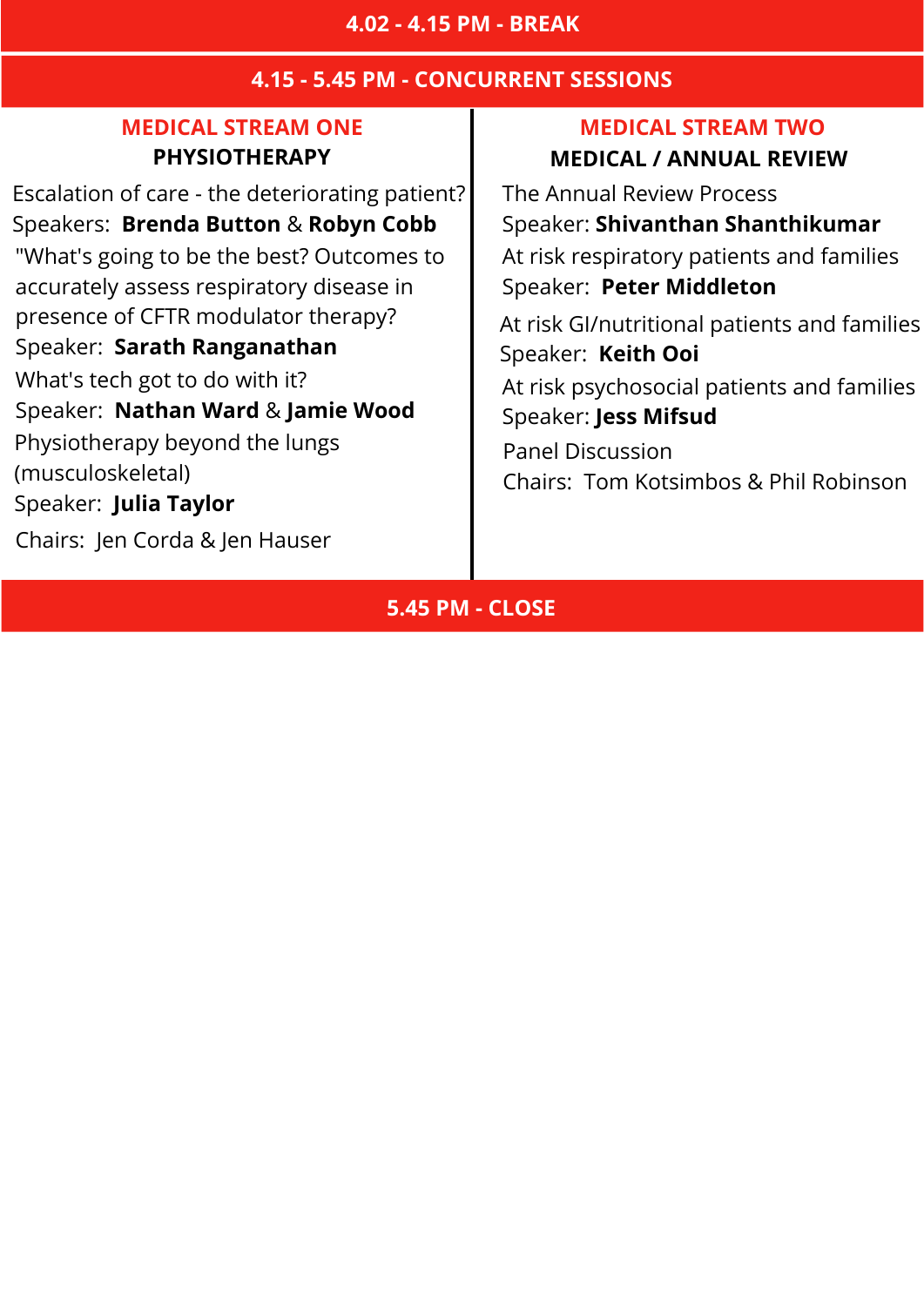## 4.02 - 4.15 PM - BREAK

## 4.15 - 5.45 PM - CONCURRENT SESSIONS

### MEDICAL STREAM ONE

**PHYSIOTHERAPY**

Escalation of care - the deteriorating patient?
Speakers: **Brenda Button** & **Robyn Cobb**

"What's going to be the best? Outcomes to accurately assess respiratory disease in presence of CFTR modulator therapy?
Speaker: **Sarath Ranganathan**

What's tech got to do with it?
Speaker: **Nathan Ward** & **Jamie Wood**

Physiotherapy beyond the lungs (musculoskeletal)
Speaker: **Julia Taylor**

Chairs: Jen Corda & Jen Hauser

### MEDICAL STREAM TWO

**MEDICAL / ANNUAL REVIEW**

The Annual Review Process
Speaker: **Shivanthan Shanthikumar**

At risk respiratory patients and families
Speaker: **Peter Middleton**

At risk GI/nutritional patients and families
Speaker: **Keith Ooi**

At risk psychosocial patients and families
Speaker: **Jess Mifsud**

Panel Discussion
Chairs: Tom Kotsimbos & Phil Robinson

## 5.45 PM - CLOSE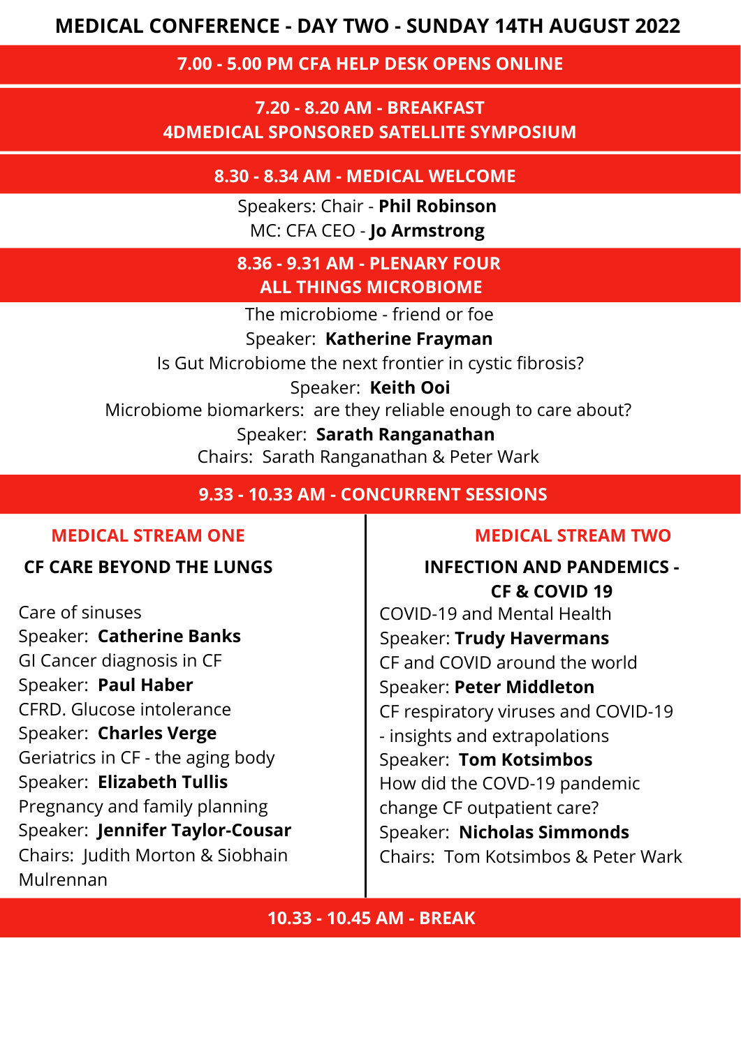# MEDICAL CONFERENCE - DAY TWO - SUNDAY 14TH AUGUST 2022

## 7.00 - 5.00 PM CFA HELP DESK OPENS ONLINE

## 7.20 - 8.20 AM - BREAKFAST
## 4DMEDICAL SPONSORED SATELLITE SYMPOSIUM

## 8.30 - 8.34 AM - MEDICAL WELCOME

Speakers: Chair - **Phil Robinson**
MC: CFA CEO - **Jo Armstrong**

## 8.36 - 9.31 AM - PLENARY FOUR
## ALL THINGS MICROBIOME

The microbiome - friend or foe
Speaker: **Katherine Frayman**
Is Gut Microbiome the next frontier in cystic fibrosis?
Speaker: **Keith Ooi**
Microbiome biomarkers: are they reliable enough to care about?
Speaker: **Sarath Ranganathan**
Chairs: Sarath Ranganathan & Peter Wark

## 9.33 - 10.33 AM - CONCURRENT SESSIONS

### MEDICAL STREAM ONE

**CF CARE BEYOND THE LUNGS**

Care of sinuses
Speaker: **Catherine Banks**
GI Cancer diagnosis in CF
Speaker: **Paul Haber**
CFRD. Glucose intolerance
Speaker: **Charles Verge**
Geriatrics in CF - the aging body
Speaker: **Elizabeth Tullis**
Pregnancy and family planning
Speaker: **Jennifer Taylor-Cousar**
Chairs: Judith Morton & Siobhain Mulrennan

### MEDICAL STREAM TWO

**INFECTION AND PANDEMICS - CF & COVID 19**

COVID-19 and Mental Health
Speaker: **Trudy Havermans**
CF and COVID around the world
Speaker: **Peter Middleton**
CF respiratory viruses and COVID-19 - insights and extrapolations
Speaker: **Tom Kotsimbos**
How did the COVD-19 pandemic change CF outpatient care?
Speaker: **Nicholas Simmonds**
Chairs: Tom Kotsimbos & Peter Wark

## 10.33 - 10.45 AM - BREAK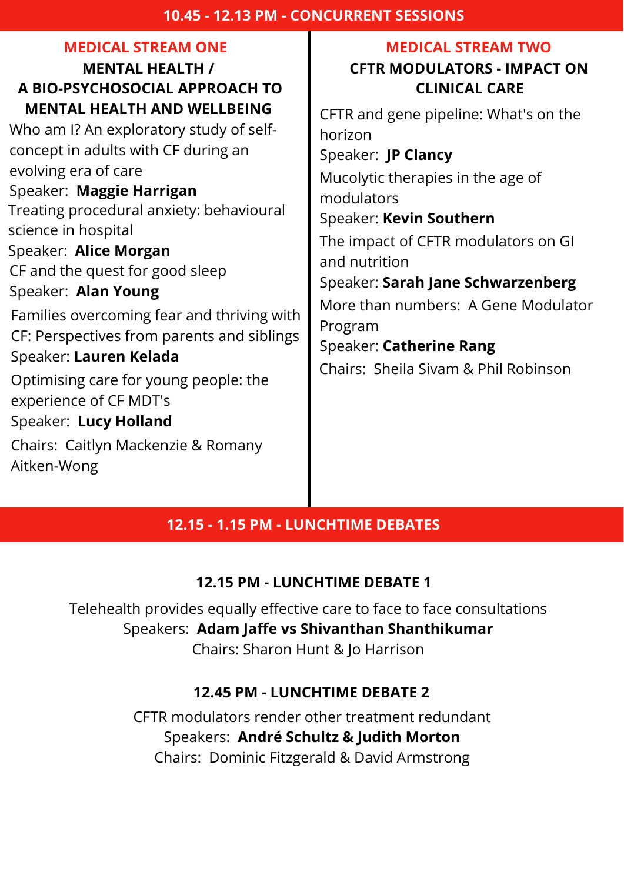## 10.45 - 12.13 PM - CONCURRENT SESSIONS

### MEDICAL STREAM ONE

**MENTAL HEALTH / A BIO-PSYCHOSOCIAL APPROACH TO MENTAL HEALTH AND WELLBEING**

Who am I? An exploratory study of self-concept in adults with CF during an evolving era of care
Speaker: **Maggie Harrigan**

Treating procedural anxiety: behavioural science in hospital
Speaker: **Alice Morgan**

CF and the quest for good sleep
Speaker: **Alan Young**

Families overcoming fear and thriving with CF: Perspectives from parents and siblings
Speaker: **Lauren Kelada**

Optimising care for young people: the experience of CF MDT's
Speaker: **Lucy Holland**

Chairs: Caitlyn Mackenzie & Romany Aitken-Wong

### MEDICAL STREAM TWO

**CFTR MODULATORS - IMPACT ON CLINICAL CARE**

CFTR and gene pipeline: What's on the horizon
Speaker: **JP Clancy**

Mucolytic therapies in the age of modulators
Speaker: **Kevin Southern**

The impact of CFTR modulators on GI and nutrition
Speaker: **Sarah Jane Schwarzenberg**

More than numbers: A Gene Modulator Program
Speaker: **Catherine Rang**

Chairs: Sheila Sivam & Phil Robinson

## 12.15 - 1.15 PM - LUNCHTIME DEBATES

### 12.15 PM - LUNCHTIME DEBATE 1

Telehealth provides equally effective care to face to face consultations
Speakers: **Adam Jaffe vs Shivanthan Shanthikumar**
Chairs: Sharon Hunt & Jo Harrison

### 12.45 PM - LUNCHTIME DEBATE 2

CFTR modulators render other treatment redundant
Speakers: **André Schultz & Judith Morton**
Chairs: Dominic Fitzgerald & David Armstrong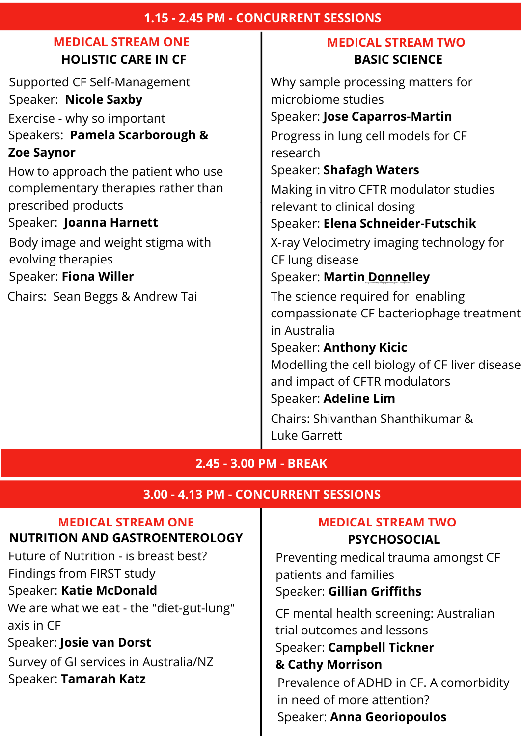## 1.15 - 2.45 PM - CONCURRENT SESSIONS

### MEDICAL STREAM ONE

**HOLISTIC CARE IN CF**

Supported CF Self-Management
Speaker: **Nicole Saxby**

Exercise - why so important
Speakers: **Pamela Scarborough & Zoe Saynor**

How to approach the patient who use complementary therapies rather than prescribed products
Speaker: **Joanna Harnett**

Body image and weight stigma with evolving therapies
Speaker: **Fiona Willer**

Chairs: Sean Beggs & Andrew Tai

### MEDICAL STREAM TWO

**BASIC SCIENCE**

Why sample processing matters for microbiome studies
Speaker: **Jose Caparros-Martin**

Progress in lung cell models for CF research
Speaker: **Shafagh Waters**

Making in vitro CFTR modulator studies relevant to clinical dosing
Speaker: **Elena Schneider-Futschik**

X-ray Velocimetry imaging technology for CF lung disease
Speaker: **Martin Donnelley**

The science required for enabling compassionate CF bacteriophage treatment in Australia
Speaker: **Anthony Kicic**

Modelling the cell biology of CF liver disease and impact of CFTR modulators
Speaker: **Adeline Lim**

Chairs: Shivanthan Shanthikumar & Luke Garrett

## 2.45 - 3.00 PM - BREAK

## 3.00 - 4.13 PM - CONCURRENT SESSIONS

### MEDICAL STREAM ONE

**NUTRITION AND GASTROENTEROLOGY**

Future of Nutrition - is breast best? Findings from FIRST study
Speaker: **Katie McDonald**

We are what we eat - the "diet-gut-lung" axis in CF
Speaker: **Josie van Dorst**

Survey of GI services in Australia/NZ
Speaker: **Tamarah Katz**

### MEDICAL STREAM TWO

**PSYCHOSOCIAL**

Preventing medical trauma amongst CF patients and families
Speaker: **Gillian Griffiths**

CF mental health screening: Australian trial outcomes and lessons
Speaker: **Campbell Tickner & Cathy Morrison**

Prevalence of ADHD in CF. A comorbidity in need of more attention?
Speaker: **Anna Georiopoulos**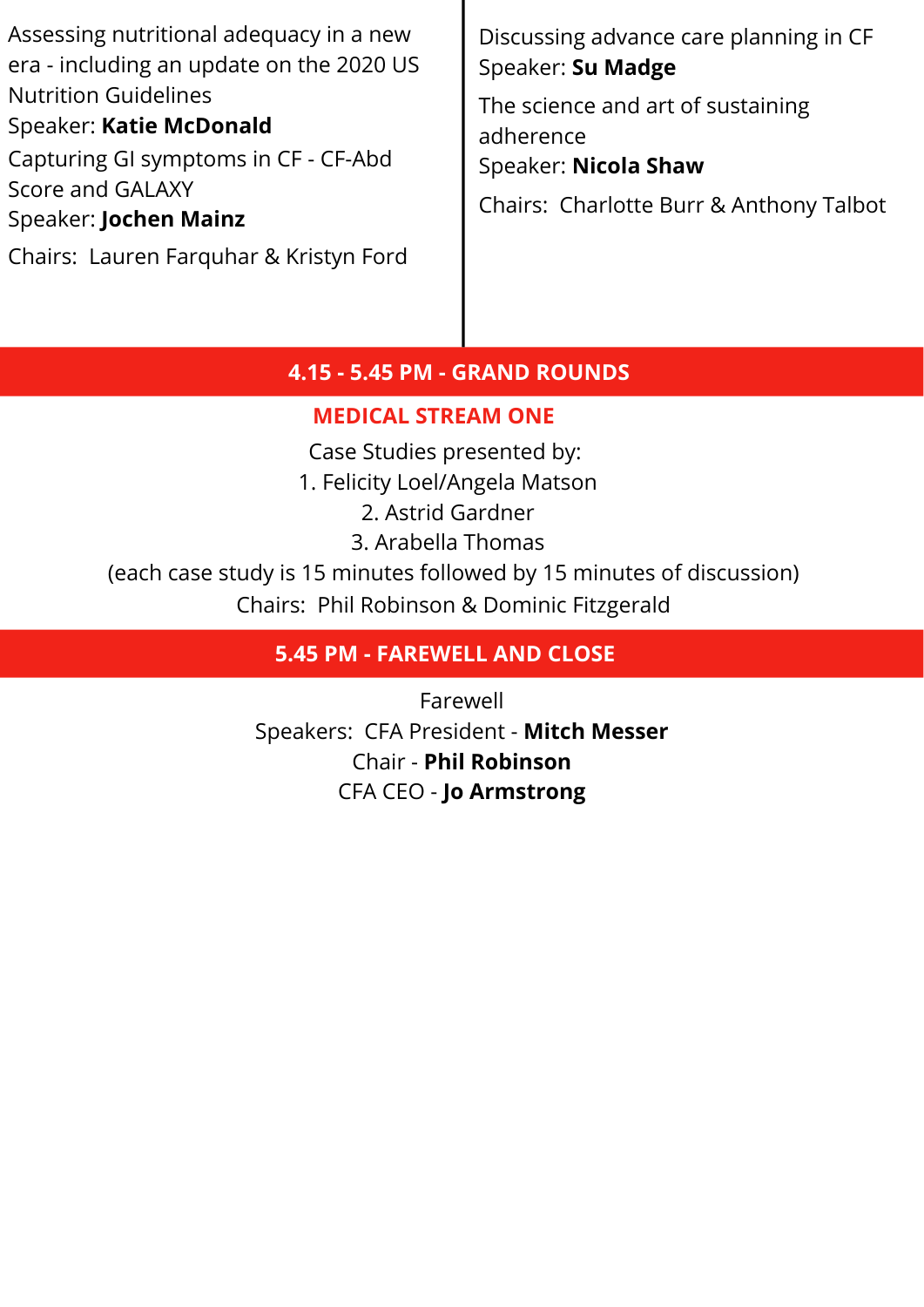Assessing nutritional adequacy in a new era - including an update on the 2020 US Nutrition Guidelines
Speaker: **Katie McDonald**

Capturing GI symptoms in CF - CF-Abd Score and GALAXY
Speaker: **Jochen Mainz**

Chairs: Lauren Farquhar & Kristyn Ford

Discussing advance care planning in CF
Speaker: **Su Madge**

The science and art of sustaining adherence
Speaker: **Nicola Shaw**

Chairs: Charlotte Burr & Anthony Talbot

## 4.15 - 5.45 PM - GRAND ROUNDS

### MEDICAL STREAM ONE

Case Studies presented by:

1. Felicity Loel/Angela Matson
2. Astrid Gardner
3. Arabella Thomas

(each case study is 15 minutes followed by 15 minutes of discussion)

Chairs: Phil Robinson & Dominic Fitzgerald

## 5.45 PM - FAREWELL AND CLOSE

Farewell

Speakers: CFA President - **Mitch Messer**

Chair - **Phil Robinson**

CFA CEO - **Jo Armstrong**